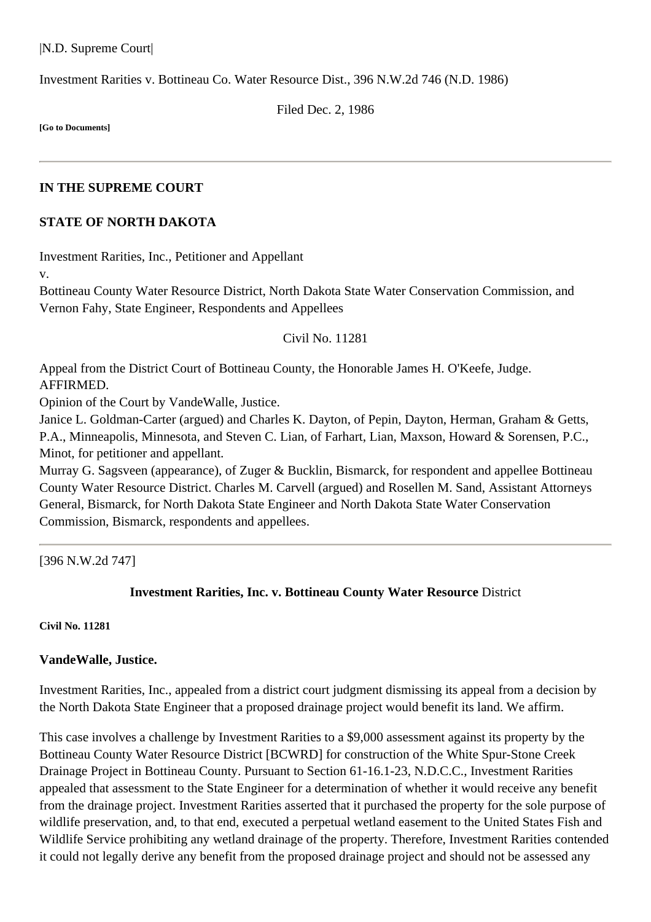|N.D. Supreme Court|

Investment Rarities v. Bottineau Co. Water Resource Dist., 396 N.W.2d 746 (N.D. 1986)

Filed Dec. 2, 1986

**[Go to Documents]**

---

### IN THE SUPREME COURT

### STATE OF NORTH DAKOTA

Investment Rarities, Inc., Petitioner and Appellant
v.
Bottineau County Water Resource District, North Dakota State Water Conservation Commission, and Vernon Fahy, State Engineer, Respondents and Appellees

Civil No. 11281

Appeal from the District Court of Bottineau County, the Honorable James H. O'Keefe, Judge.
AFFIRMED.
Opinion of the Court by VandeWalle, Justice.
Janice L. Goldman-Carter (argued) and Charles K. Dayton, of Pepin, Dayton, Herman, Graham & Getts, P.A., Minneapolis, Minnesota, and Steven C. Lian, of Farhart, Lian, Maxson, Howard & Sorensen, P.C., Minot, for petitioner and appellant.
Murray G. Sagsveen (appearance), of Zuger & Bucklin, Bismarck, for respondent and appellee Bottineau County Water Resource District. Charles M. Carvell (argued) and Rosellen M. Sand, Assistant Attorneys General, Bismarck, for North Dakota State Engineer and North Dakota State Water Conservation Commission, Bismarck, respondents and appellees.

---

[396 N.W.2d 747]

**Investment Rarities, Inc. v. Bottineau County Water Resource** District

**Civil No. 11281**

**VandeWalle, Justice.**

Investment Rarities, Inc., appealed from a district court judgment dismissing its appeal from a decision by the North Dakota State Engineer that a proposed drainage project would benefit its land. We affirm.

This case involves a challenge by Investment Rarities to a $9,000 assessment against its property by the Bottineau County Water Resource District [BCWRD] for construction of the White Spur-Stone Creek Drainage Project in Bottineau County. Pursuant to Section 61-16.1-23, N.D.C.C., Investment Rarities appealed that assessment to the State Engineer for a determination of whether it would receive any benefit from the drainage project. Investment Rarities asserted that it purchased the property for the sole purpose of wildlife preservation, and, to that end, executed a perpetual wetland easement to the United States Fish and Wildlife Service prohibiting any wetland drainage of the property. Therefore, Investment Rarities contended it could not legally derive any benefit from the proposed drainage project and should not be assessed any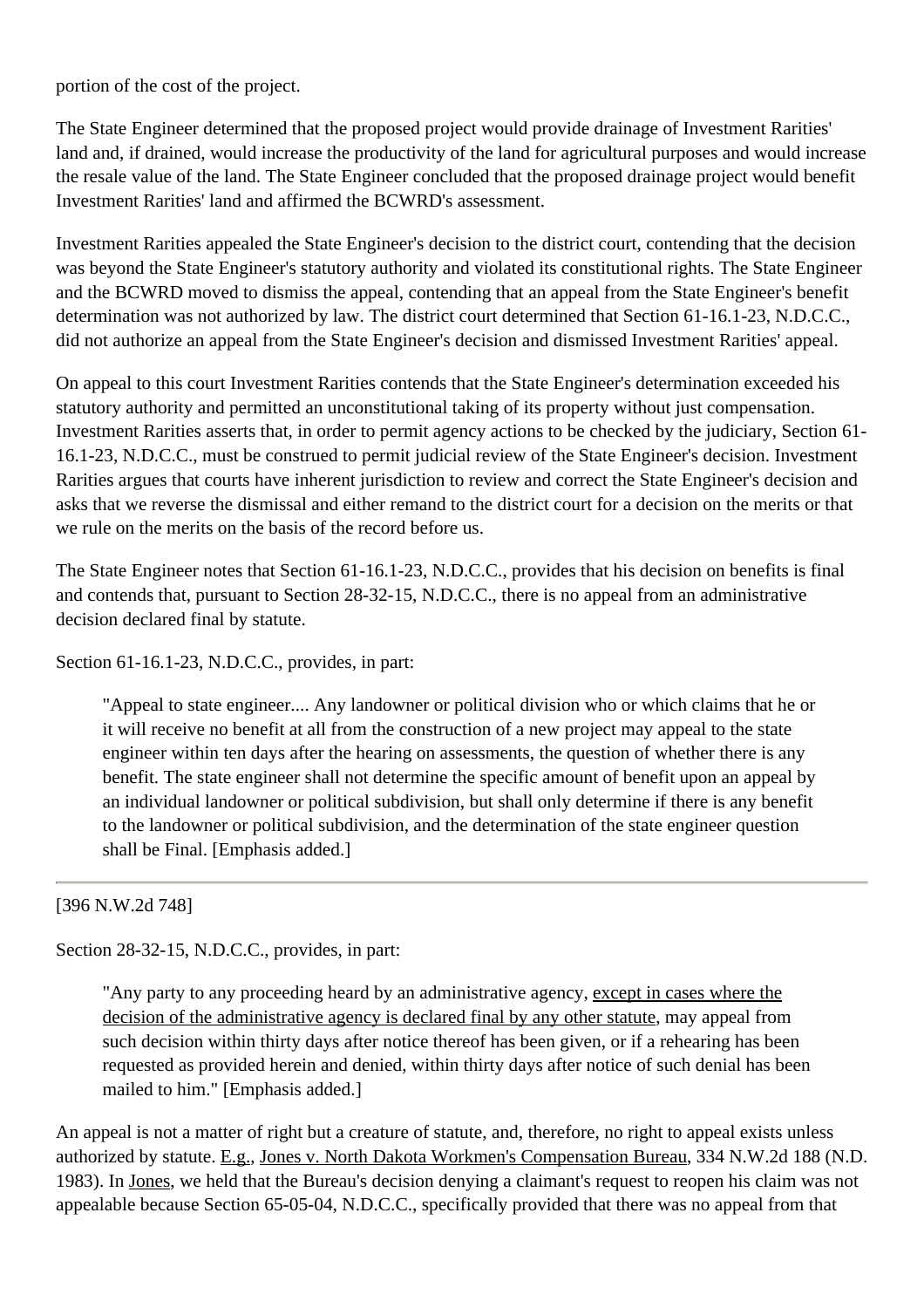portion of the cost of the project.

The State Engineer determined that the proposed project would provide drainage of Investment Rarities' land and, if drained, would increase the productivity of the land for agricultural purposes and would increase the resale value of the land. The State Engineer concluded that the proposed drainage project would benefit Investment Rarities' land and affirmed the BCWRD's assessment.

Investment Rarities appealed the State Engineer's decision to the district court, contending that the decision was beyond the State Engineer's statutory authority and violated its constitutional rights. The State Engineer and the BCWRD moved to dismiss the appeal, contending that an appeal from the State Engineer's benefit determination was not authorized by law. The district court determined that Section 61-16.1-23, N.D.C.C., did not authorize an appeal from the State Engineer's decision and dismissed Investment Rarities' appeal.

On appeal to this court Investment Rarities contends that the State Engineer's determination exceeded his statutory authority and permitted an unconstitutional taking of its property without just compensation. Investment Rarities asserts that, in order to permit agency actions to be checked by the judiciary, Section 61-16.1-23, N.D.C.C., must be construed to permit judicial review of the State Engineer's decision. Investment Rarities argues that courts have inherent jurisdiction to review and correct the State Engineer's decision and asks that we reverse the dismissal and either remand to the district court for a decision on the merits or that we rule on the merits on the basis of the record before us.

The State Engineer notes that Section 61-16.1-23, N.D.C.C., provides that his decision on benefits is final and contends that, pursuant to Section 28-32-15, N.D.C.C., there is no appeal from an administrative decision declared final by statute.

Section 61-16.1-23, N.D.C.C., provides, in part:

> "Appeal to state engineer.... Any landowner or political division who or which claims that he or it will receive no benefit at all from the construction of a new project may appeal to the state engineer within ten days after the hearing on assessments, the question of whether there is any benefit. The state engineer shall not determine the specific amount of benefit upon an appeal by an individual landowner or political subdivision, but shall only determine if there is any benefit to the landowner or political subdivision, and the determination of the state engineer question shall be Final. [Emphasis added.]

---

[396 N.W.2d 748]

Section 28-32-15, N.D.C.C., provides, in part:

> "Any party to any proceeding heard by an administrative agency, except in cases where the decision of the administrative agency is declared final by any other statute, may appeal from such decision within thirty days after notice thereof has been given, or if a rehearing has been requested as provided herein and denied, within thirty days after notice of such denial has been mailed to him." [Emphasis added.]

An appeal is not a matter of right but a creature of statute, and, therefore, no right to appeal exists unless authorized by statute. E.g., Jones v. North Dakota Workmen's Compensation Bureau, 334 N.W.2d 188 (N.D. 1983). In Jones, we held that the Bureau's decision denying a claimant's request to reopen his claim was not appealable because Section 65-05-04, N.D.C.C., specifically provided that there was no appeal from that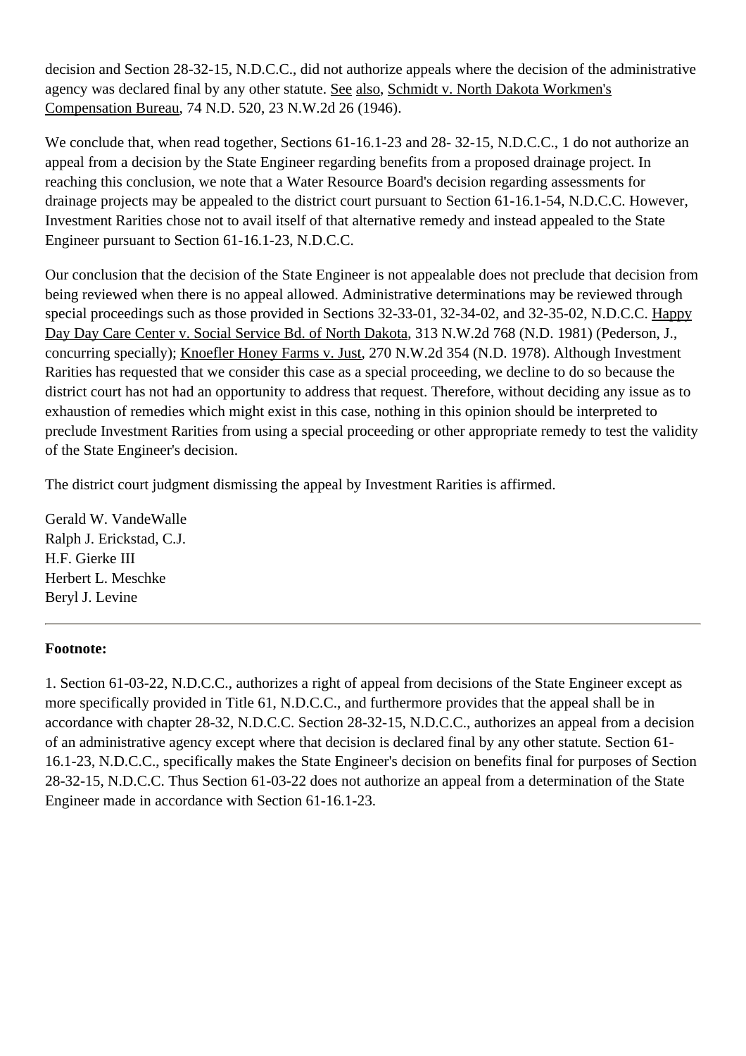decision and Section 28-32-15, N.D.C.C., did not authorize appeals where the decision of the administrative agency was declared final by any other statute. See also, Schmidt v. North Dakota Workmen's Compensation Bureau, 74 N.D. 520, 23 N.W.2d 26 (1946).

We conclude that, when read together, Sections 61-16.1-23 and 28- 32-15, N.D.C.C., 1 do not authorize an appeal from a decision by the State Engineer regarding benefits from a proposed drainage project. In reaching this conclusion, we note that a Water Resource Board's decision regarding assessments for drainage projects may be appealed to the district court pursuant to Section 61-16.1-54, N.D.C.C. However, Investment Rarities chose not to avail itself of that alternative remedy and instead appealed to the State Engineer pursuant to Section 61-16.1-23, N.D.C.C.

Our conclusion that the decision of the State Engineer is not appealable does not preclude that decision from being reviewed when there is no appeal allowed. Administrative determinations may be reviewed through special proceedings such as those provided in Sections 32-33-01, 32-34-02, and 32-35-02, N.D.C.C. Happy Day Day Care Center v. Social Service Bd. of North Dakota, 313 N.W.2d 768 (N.D. 1981) (Pederson, J., concurring specially); Knoefler Honey Farms v. Just, 270 N.W.2d 354 (N.D. 1978). Although Investment Rarities has requested that we consider this case as a special proceeding, we decline to do so because the district court has not had an opportunity to address that request. Therefore, without deciding any issue as to exhaustion of remedies which might exist in this case, nothing in this opinion should be interpreted to preclude Investment Rarities from using a special proceeding or other appropriate remedy to test the validity of the State Engineer's decision.

The district court judgment dismissing the appeal by Investment Rarities is affirmed.

Gerald W. VandeWalle
Ralph J. Erickstad, C.J.
H.F. Gierke III
Herbert L. Meschke
Beryl J. Levine

---

**Footnote:**

1. Section 61-03-22, N.D.C.C., authorizes a right of appeal from decisions of the State Engineer except as more specifically provided in Title 61, N.D.C.C., and furthermore provides that the appeal shall be in accordance with chapter 28-32, N.D.C.C. Section 28-32-15, N.D.C.C., authorizes an appeal from a decision of an administrative agency except where that decision is declared final by any other statute. Section 61-16.1-23, N.D.C.C., specifically makes the State Engineer's decision on benefits final for purposes of Section 28-32-15, N.D.C.C. Thus Section 61-03-22 does not authorize an appeal from a determination of the State Engineer made in accordance with Section 61-16.1-23.